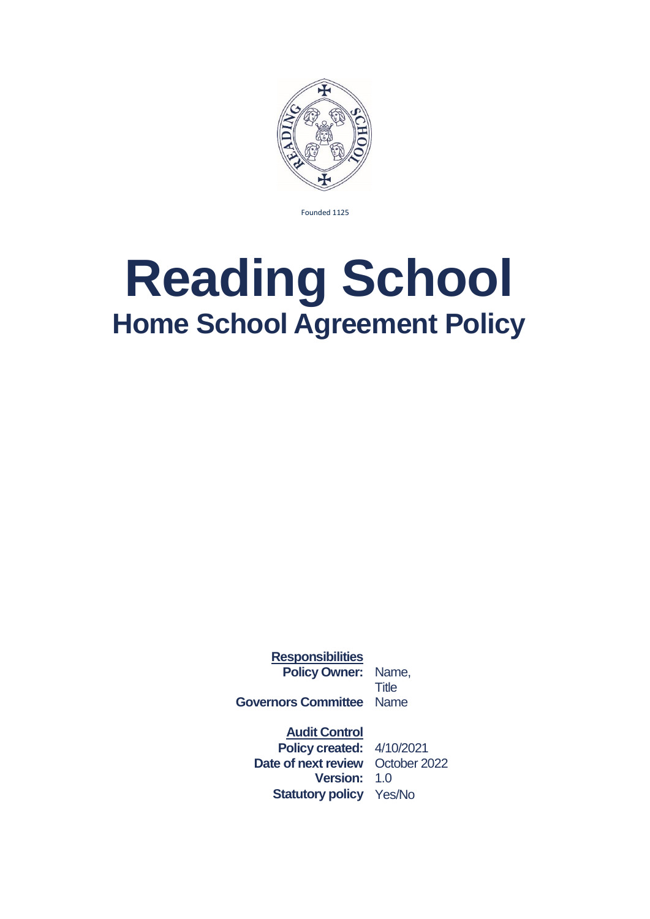Founded 1125

# Reading School

## Home School Agreement Policy

**Responsibilities**

| | |
|---|---|
| **Policy Owner:** | Name, Title |
| **Governors Committee** | Name |

**Audit Control**

| | |
|---|---|
| **Policy created:** | 4/10/2021 |
| **Date of next review** | October 2022 |
| **Version:** | 1.0 |
| **Statutory policy** | Yes/No |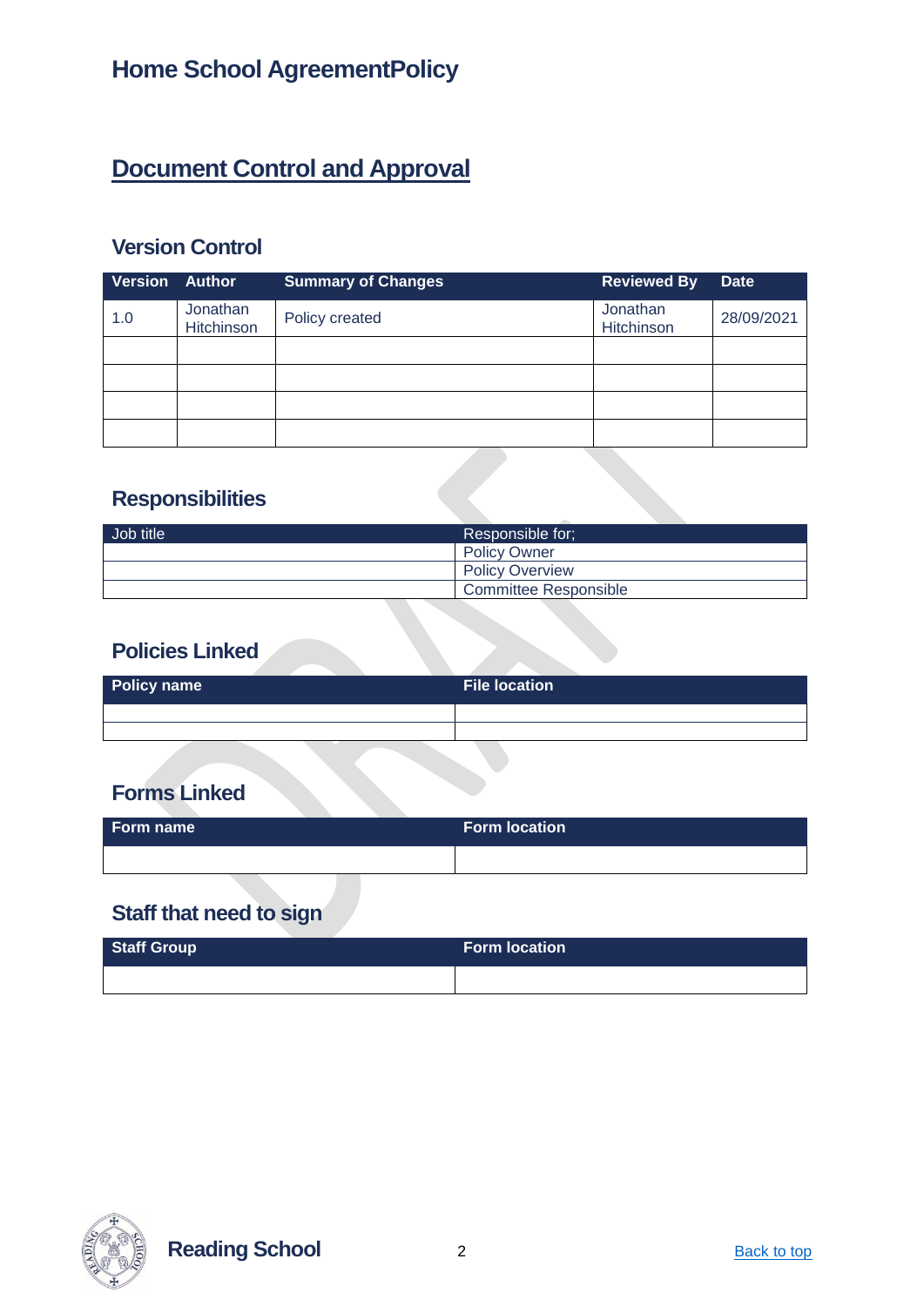# Home School AgreementPolicy

## Document Control and Approval

### Version Control

| Version | Author | Summary of Changes | Reviewed By | Date |
|---|---|---|---|---|
| 1.0 | Jonathan Hitchinson | Policy created | Jonathan Hitchinson | 28/09/2021 |
| | | | | |
| | | | | |
| | | | | |
| | | | | |

### Responsibilities

| Job title | Responsible for; |
|---|---|
| | Policy Owner |
| | Policy Overview |
| | Committee Responsible |

### Policies Linked

| Policy name | File location |
|---|---|
| | |
| | |

### Forms Linked

| Form name | Form location |
|---|---|
| | |

### Staff that need to sign

| Staff Group | Form location |
|---|---|
| | |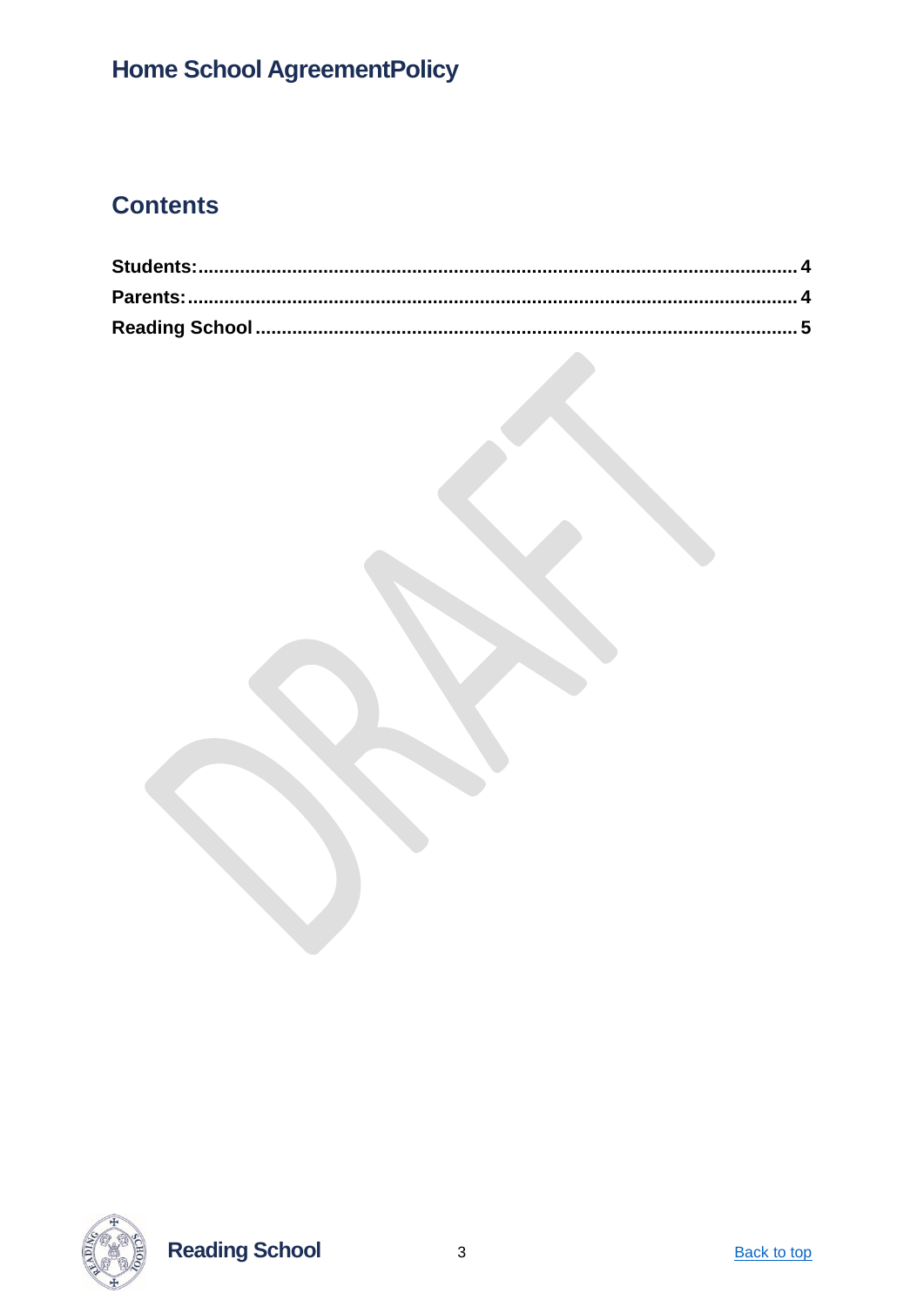# Home School AgreementPolicy

## Contents

**Students:** ................................................................................................................ **4**
**Parents:** .................................................................................................................. **4**
**Reading School** ....................................................................................................... **5**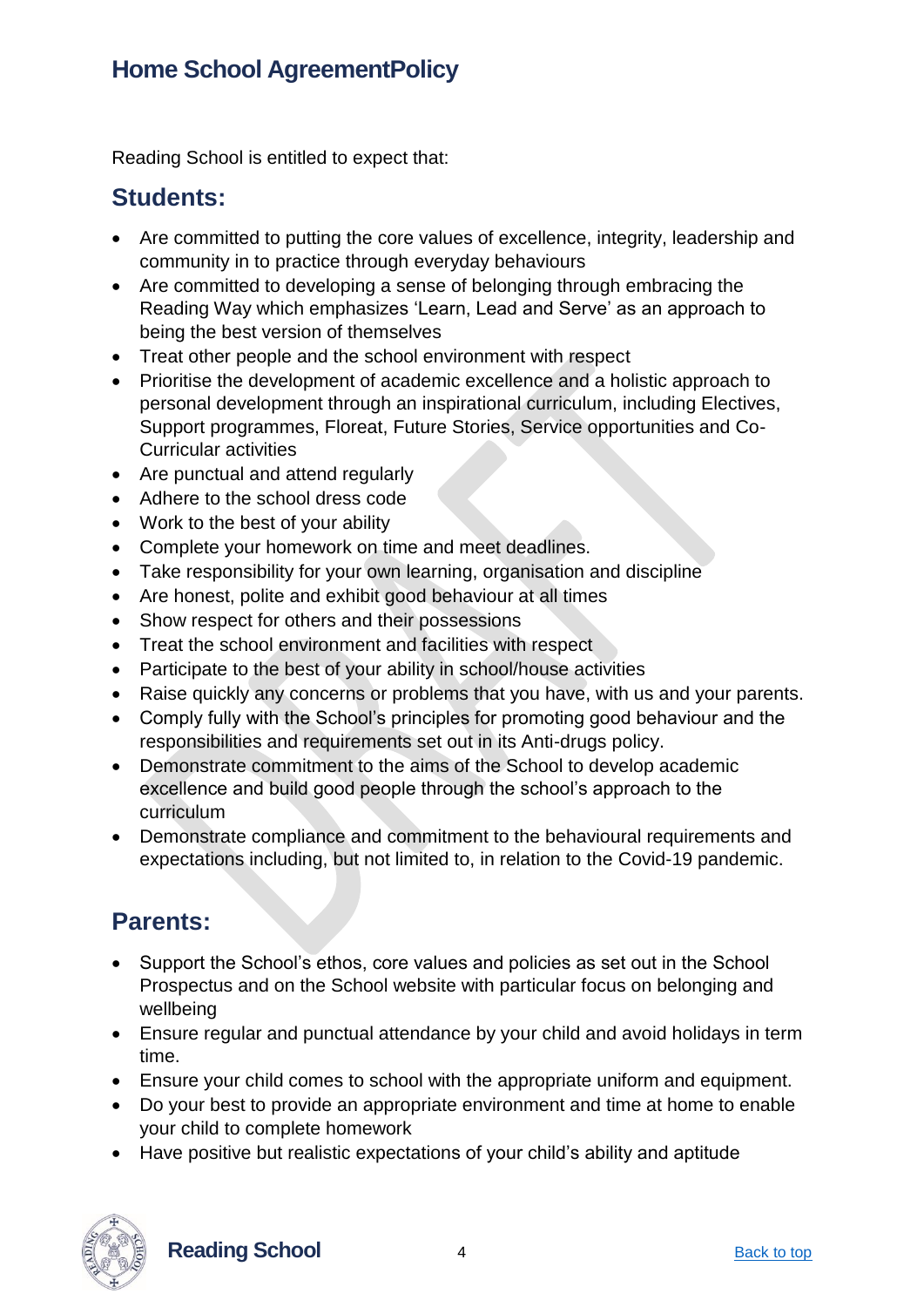## Home School AgreementPolicy

Reading School is entitled to expect that:

## Students:

- Are committed to putting the core values of excellence, integrity, leadership and community in to practice through everyday behaviours
- Are committed to developing a sense of belonging through embracing the Reading Way which emphasizes 'Learn, Lead and Serve' as an approach to being the best version of themselves
- Treat other people and the school environment with respect
- Prioritise the development of academic excellence and a holistic approach to personal development through an inspirational curriculum, including Electives, Support programmes, Floreat, Future Stories, Service opportunities and Co-Curricular activities
- Are punctual and attend regularly
- Adhere to the school dress code
- Work to the best of your ability
- Complete your homework on time and meet deadlines.
- Take responsibility for your own learning, organisation and discipline
- Are honest, polite and exhibit good behaviour at all times
- Show respect for others and their possessions
- Treat the school environment and facilities with respect
- Participate to the best of your ability in school/house activities
- Raise quickly any concerns or problems that you have, with us and your parents.
- Comply fully with the School's principles for promoting good behaviour and the responsibilities and requirements set out in its Anti-drugs policy.
- Demonstrate commitment to the aims of the School to develop academic excellence and build good people through the school's approach to the curriculum
- Demonstrate compliance and commitment to the behavioural requirements and expectations including, but not limited to, in relation to the Covid-19 pandemic.

## Parents:

- Support the School's ethos, core values and policies as set out in the School Prospectus and on the School website with particular focus on belonging and wellbeing
- Ensure regular and punctual attendance by your child and avoid holidays in term time.
- Ensure your child comes to school with the appropriate uniform and equipment.
- Do your best to provide an appropriate environment and time at home to enable your child to complete homework
- Have positive but realistic expectations of your child's ability and aptitude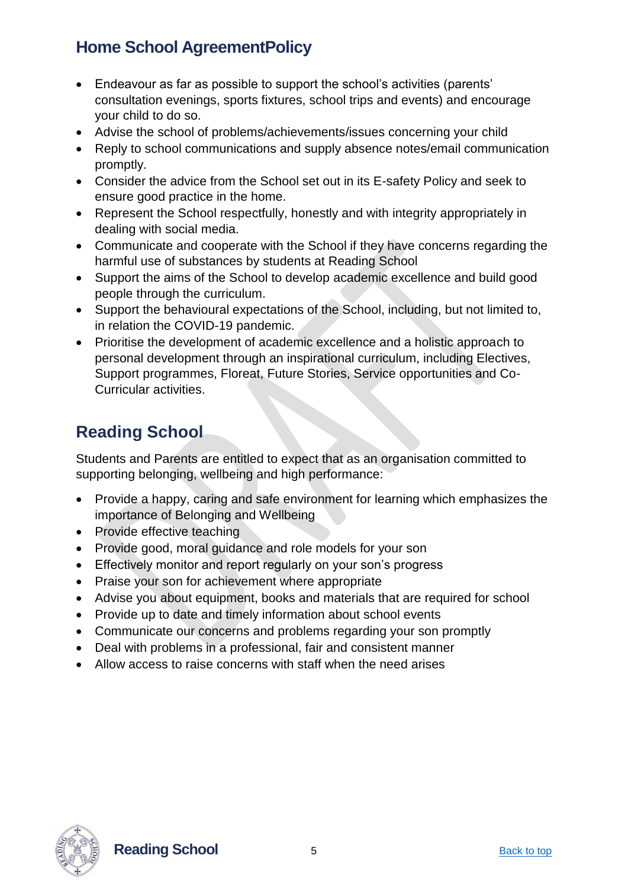- Endeavour as far as possible to support the school's activities (parents' consultation evenings, sports fixtures, school trips and events) and encourage your child to do so.
- Advise the school of problems/achievements/issues concerning your child
- Reply to school communications and supply absence notes/email communication promptly.
- Consider the advice from the School set out in its E-safety Policy and seek to ensure good practice in the home.
- Represent the School respectfully, honestly and with integrity appropriately in dealing with social media.
- Communicate and cooperate with the School if they have concerns regarding the harmful use of substances by students at Reading School
- Support the aims of the School to develop academic excellence and build good people through the curriculum.
- Support the behavioural expectations of the School, including, but not limited to, in relation the COVID-19 pandemic.
- Prioritise the development of academic excellence and a holistic approach to personal development through an inspirational curriculum, including Electives, Support programmes, Floreat, Future Stories, Service opportunities and Co-Curricular activities.

## Reading School

Students and Parents are entitled to expect that as an organisation committed to supporting belonging, wellbeing and high performance:

- Provide a happy, caring and safe environment for learning which emphasizes the importance of Belonging and Wellbeing
- Provide effective teaching
- Provide good, moral guidance and role models for your son
- Effectively monitor and report regularly on your son's progress
- Praise your son for achievement where appropriate
- Advise you about equipment, books and materials that are required for school
- Provide up to date and timely information about school events
- Communicate our concerns and problems regarding your son promptly
- Deal with problems in a professional, fair and consistent manner
- Allow access to raise concerns with staff when the need arises